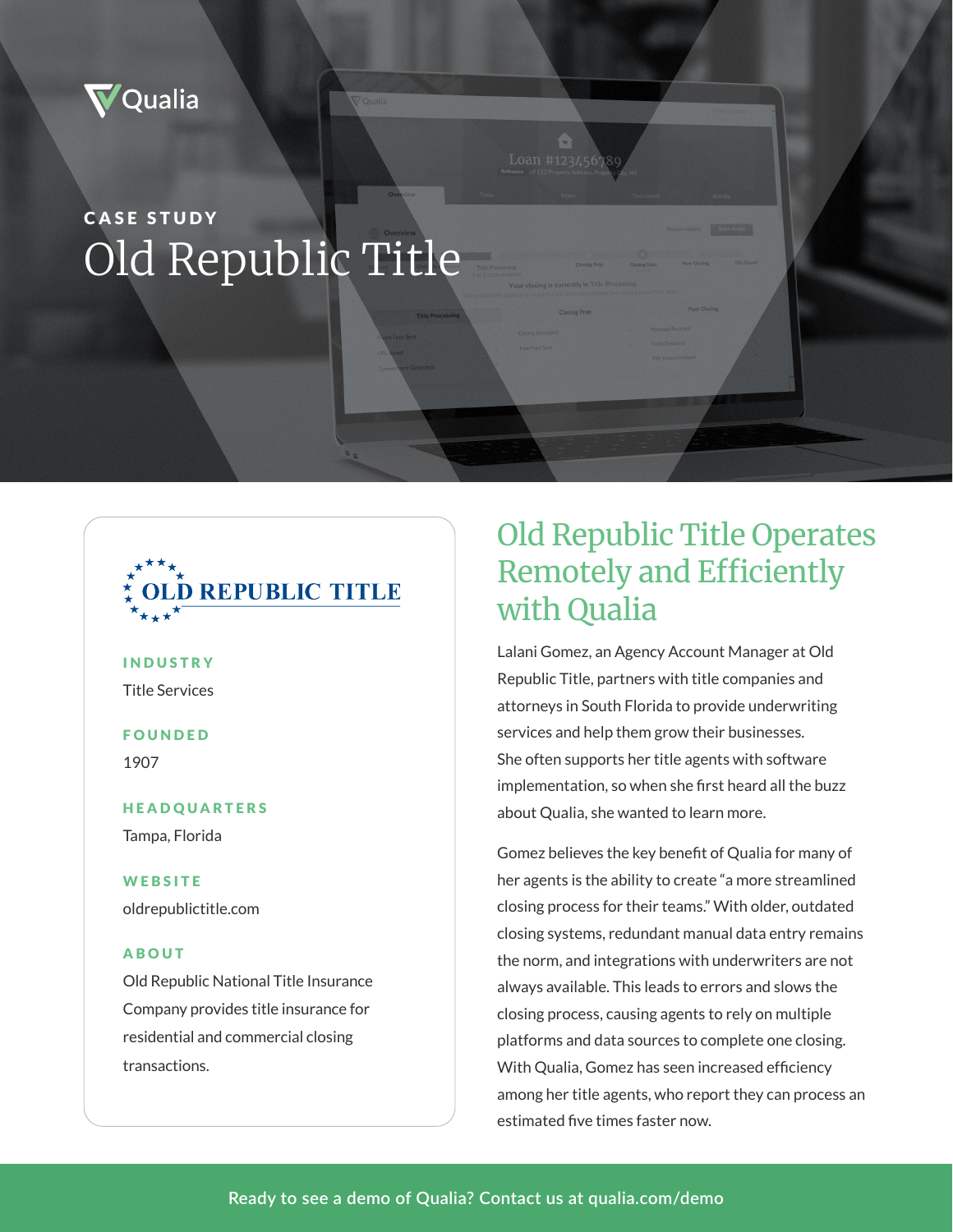Qualia

CASE STUDY

# Old Republic Title

OLD REPUBLIC TITLE

**INDUSTRY**

Title Services

**FOUNDED**

1907

**HEADQUARTERS**

Tampa, Florida

**WEBSITE**

oldrepublictitle.com

**ABOUT**

Old Republic National Title Insurance Company provides title insurance for residential and commercial closing transactions.

## Old Republic Title Operates Remotely and Efficiently with Qualia

Lalani Gomez, an Agency Account Manager at Old Republic Title, partners with title companies and attorneys in South Florida to provide underwriting services and help them grow their businesses. She often supports her title agents with software implementation, so when she first heard all the buzz about Qualia, she wanted to learn more.

Gomez believes the key benefit of Qualia for many of her agents is the ability to create "a more streamlined closing process for their teams." With older, outdated closing systems, redundant manual data entry remains the norm, and integrations with underwriters are not always available. This leads to errors and slows the closing process, causing agents to rely on multiple platforms and data sources to complete one closing. With Qualia, Gomez has seen increased efficiency among her title agents, who report they can process an estimated five times faster now.

Ready to see a demo of Qualia? Contact us at qualia.com/demo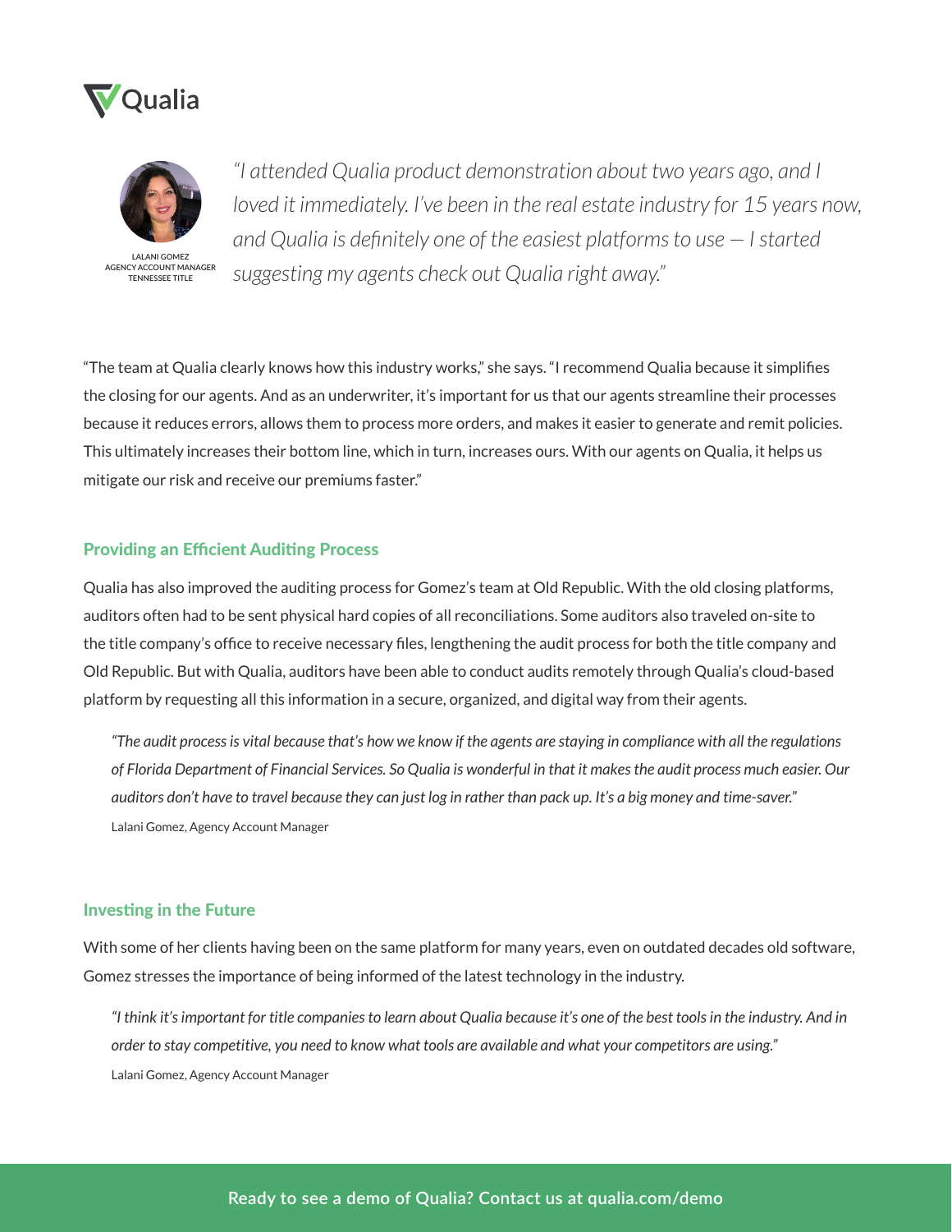Qualia

LALANI GOMEZ
AGENCY ACCOUNT MANAGER
TENNESSEE TITLE

*"I attended Qualia product demonstration about two years ago, and I loved it immediately. I've been in the real estate industry for 15 years now, and Qualia is definitely one of the easiest platforms to use — I started suggesting my agents check out Qualia right away."*

"The team at Qualia clearly knows how this industry works," she says. "I recommend Qualia because it simplifies the closing for our agents. And as an underwriter, it's important for us that our agents streamline their processes because it reduces errors, allows them to process more orders, and makes it easier to generate and remit policies. This ultimately increases their bottom line, which in turn, increases ours. With our agents on Qualia, it helps us mitigate our risk and receive our premiums faster."

## Providing an Efficient Auditing Process

Qualia has also improved the auditing process for Gomez's team at Old Republic. With the old closing platforms, auditors often had to be sent physical hard copies of all reconciliations. Some auditors also traveled on-site to the title company's office to receive necessary files, lengthening the audit process for both the title company and Old Republic. But with Qualia, auditors have been able to conduct audits remotely through Qualia's cloud-based platform by requesting all this information in a secure, organized, and digital way from their agents.

> *"The audit process is vital because that's how we know if the agents are staying in compliance with all the regulations of Florida Department of Financial Services. So Qualia is wonderful in that it makes the audit process much easier. Our auditors don't have to travel because they can just log in rather than pack up. It's a big money and time-saver."*
>
> Lalani Gomez, Agency Account Manager

## Investing in the Future

With some of her clients having been on the same platform for many years, even on outdated decades old software, Gomez stresses the importance of being informed of the latest technology in the industry.

> *"I think it's important for title companies to learn about Qualia because it's one of the best tools in the industry. And in order to stay competitive, you need to know what tools are available and what your competitors are using."*
>
> Lalani Gomez, Agency Account Manager

**Ready to see a demo of Qualia? Contact us at qualia.com/demo**